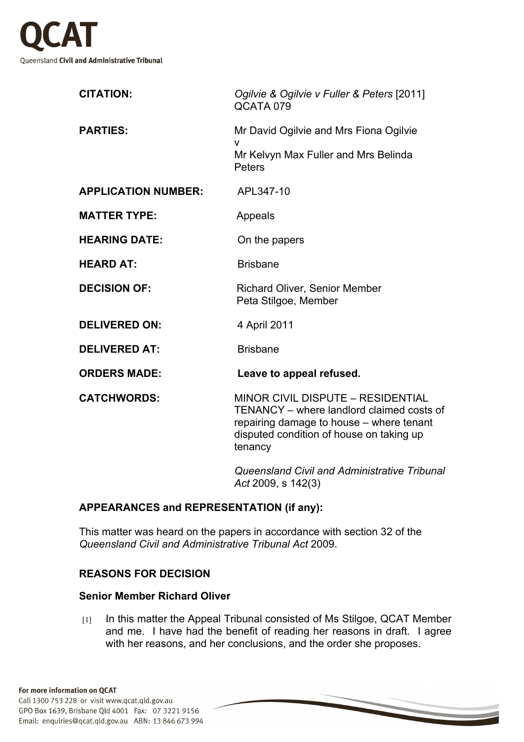QCAT

Queensland Civil and Administrative Tribunal

| | |
|---|---|
| **CITATION:** | *Ogilvie & Ogilvie v Fuller & Peters* [2011] QCATA 079 |
| **PARTIES:** | Mr David Ogilvie and Mrs Fiona Ogilvie<br>v<br>Mr Kelvyn Max Fuller and Mrs Belinda Peters |
| **APPLICATION NUMBER:** | APL347-10 |
| **MATTER TYPE:** | Appeals |
| **HEARING DATE:** | On the papers |
| **HEARD AT:** | Brisbane |
| **DECISION OF:** | Richard Oliver, Senior Member<br>Peta Stilgoe, Member |
| **DELIVERED ON:** | 4 April 2011 |
| **DELIVERED AT:** | Brisbane |
| **ORDERS MADE:** | **Leave to appeal refused.** |
| **CATCHWORDS:** | MINOR CIVIL DISPUTE – RESIDENTIAL TENANCY – where landlord claimed costs of repairing damage to house – where tenant disputed condition of house on taking up tenancy<br><br>*Queensland Civil and Administrative Tribunal Act* 2009, s 142(3) |

**APPEARANCES and REPRESENTATION (if any):**

This matter was heard on the papers in accordance with section 32 of the *Queensland Civil and Administrative Tribunal Act* 2009.

**REASONS FOR DECISION**

**Senior Member Richard Oliver**

[1] In this matter the Appeal Tribunal consisted of Ms Stilgoe, QCAT Member and me. I have had the benefit of reading her reasons in draft. I agree with her reasons, and her conclusions, and the order she proposes.

For more information on QCAT
Call 1300 753 228 or visit www.qcat.qld.gov.au
GPO Box 1639, Brisbane Qld 4001 Fax: 07 3221 9156
Email: enquiries@qcat.qld.gov.au ABN: 13 846 673 994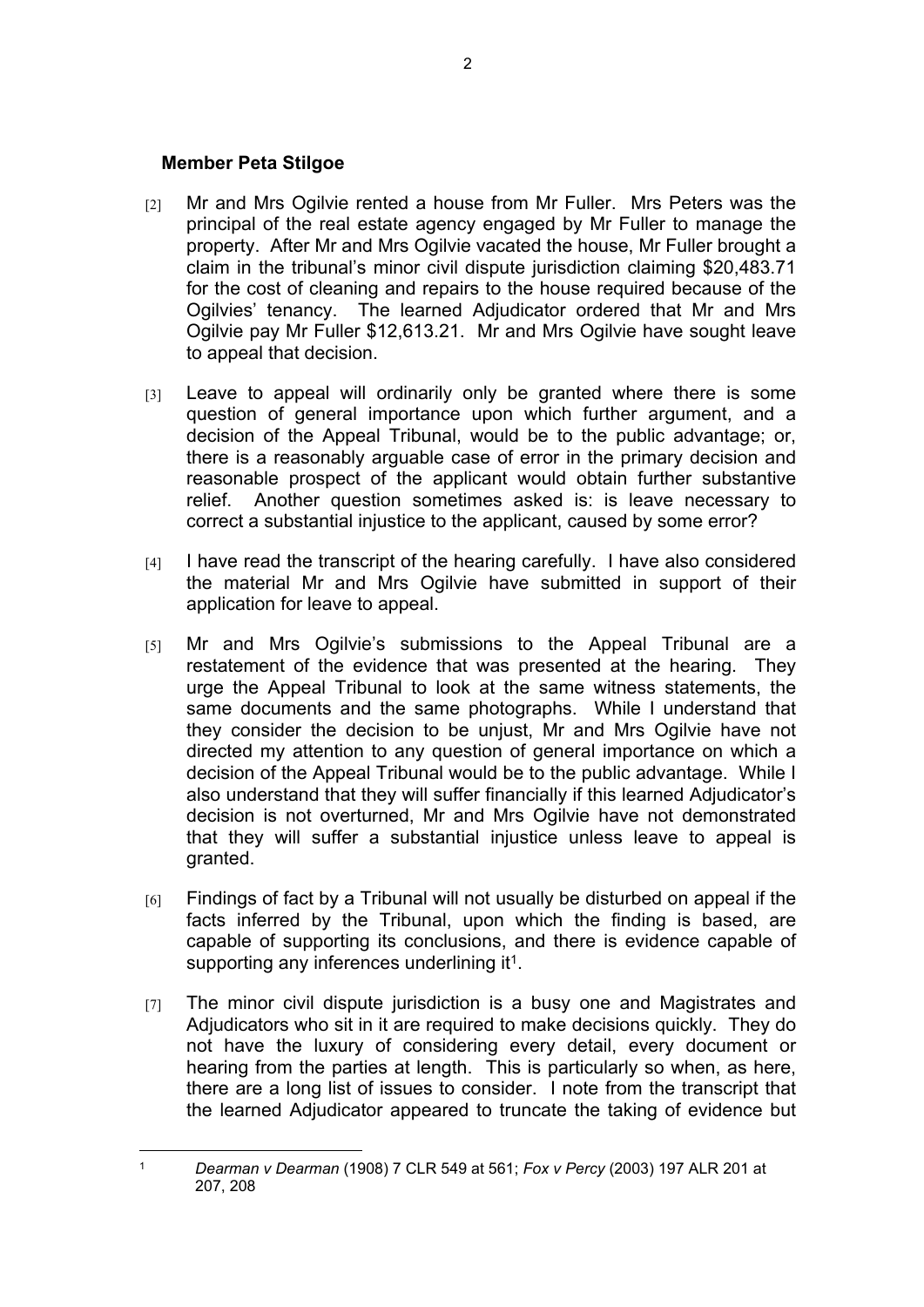**Member Peta Stilgoe**

[2] Mr and Mrs Ogilvie rented a house from Mr Fuller. Mrs Peters was the principal of the real estate agency engaged by Mr Fuller to manage the property. After Mr and Mrs Ogilvie vacated the house, Mr Fuller brought a claim in the tribunal's minor civil dispute jurisdiction claiming $20,483.71 for the cost of cleaning and repairs to the house required because of the Ogilvies' tenancy. The learned Adjudicator ordered that Mr and Mrs Ogilvie pay Mr Fuller $12,613.21. Mr and Mrs Ogilvie have sought leave to appeal that decision.

[3] Leave to appeal will ordinarily only be granted where there is some question of general importance upon which further argument, and a decision of the Appeal Tribunal, would be to the public advantage; or, there is a reasonably arguable case of error in the primary decision and reasonable prospect of the applicant would obtain further substantive relief. Another question sometimes asked is: is leave necessary to correct a substantial injustice to the applicant, caused by some error?

[4] I have read the transcript of the hearing carefully. I have also considered the material Mr and Mrs Ogilvie have submitted in support of their application for leave to appeal.

[5] Mr and Mrs Ogilvie's submissions to the Appeal Tribunal are a restatement of the evidence that was presented at the hearing. They urge the Appeal Tribunal to look at the same witness statements, the same documents and the same photographs. While I understand that they consider the decision to be unjust, Mr and Mrs Ogilvie have not directed my attention to any question of general importance on which a decision of the Appeal Tribunal would be to the public advantage. While I also understand that they will suffer financially if this learned Adjudicator's decision is not overturned, Mr and Mrs Ogilvie have not demonstrated that they will suffer a substantial injustice unless leave to appeal is granted.

[6] Findings of fact by a Tribunal will not usually be disturbed on appeal if the facts inferred by the Tribunal, upon which the finding is based, are capable of supporting its conclusions, and there is evidence capable of supporting any inferences underlining it[1].

[7] The minor civil dispute jurisdiction is a busy one and Magistrates and Adjudicators who sit in it are required to make decisions quickly. They do not have the luxury of considering every detail, every document or hearing from the parties at length. This is particularly so when, as here, there are a long list of issues to consider. I note from the transcript that the learned Adjudicator appeared to truncate the taking of evidence but

---

[1] *Dearman v Dearman* (1908) 7 CLR 549 at 561; *Fox v Percy* (2003) 197 ALR 201 at 207, 208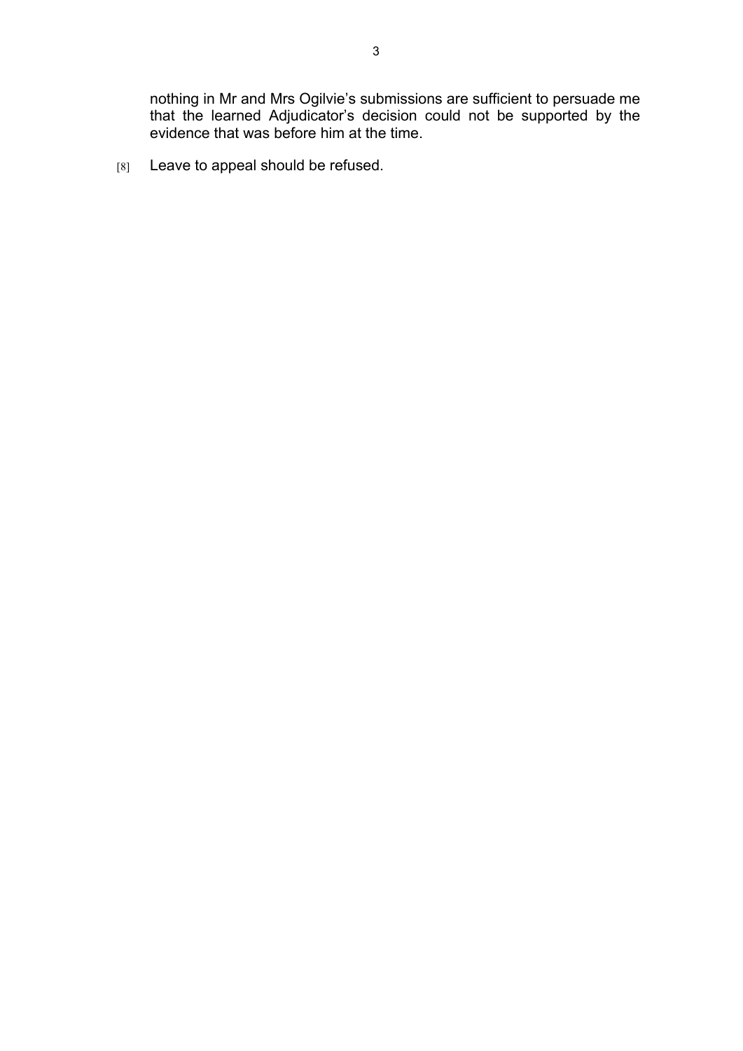nothing in Mr and Mrs Ogilvie's submissions are sufficient to persuade me that the learned Adjudicator's decision could not be supported by the evidence that was before him at the time.

[8] Leave to appeal should be refused.